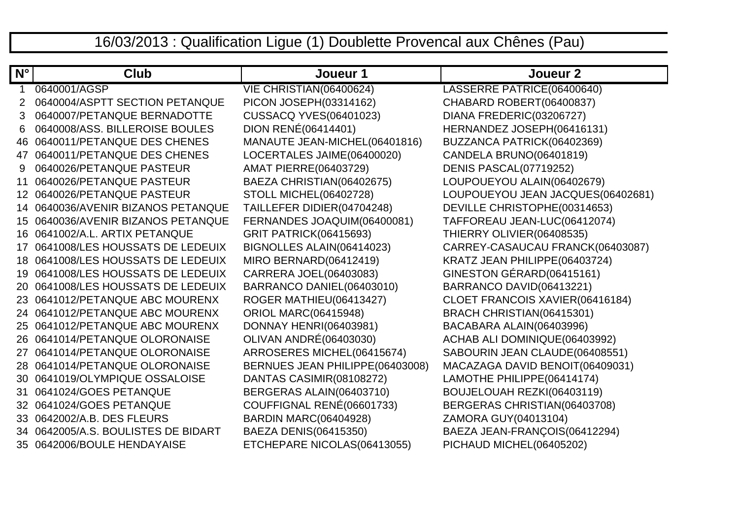# 16/03/2013 : Qualification Ligue (1) Doublette Provencal aux Chênes (Pau)

| N° | Club | Joueur 1 | Joueur 2 |
|---|---|---|---|
| 1 | 0640001/AGSP | VIE CHRISTIAN(06400624) | LASSERRE PATRICE(06400640) |
| 2 | 0640004/ASPTT SECTION PETANQUE | PICON JOSEPH(03314162) | CHABARD ROBERT(06400837) |
| 3 | 0640007/PETANQUE BERNADOTTE | CUSSACQ YVES(06401023) | DIANA FREDERIC(03206727) |
| 6 | 0640008/ASS. BILLEROISE BOULES | DION RENÉ(06414401) | HERNANDEZ JOSEPH(06416131) |
| 46 | 0640011/PETANQUE DES CHENES | MANAUTE JEAN-MICHEL(06401816) | BUZZANCA PATRICK(06402369) |
| 47 | 0640011/PETANQUE DES CHENES | LOCERTALES JAIME(06400020) | CANDELA BRUNO(06401819) |
| 9 | 0640026/PETANQUE PASTEUR | AMAT PIERRE(06403729) | DENIS PASCAL(07719252) |
| 11 | 0640026/PETANQUE PASTEUR | BAEZA CHRISTIAN(06402675) | LOUPOUEYOU ALAIN(06402679) |
| 12 | 0640026/PETANQUE PASTEUR | STOLL MICHEL(06402728) | LOUPOUEYOU JEAN JACQUES(06402681) |
| 14 | 0640036/AVENIR BIZANOS PETANQUE | TAILLEFER DIDIER(04704248) | DEVILLE CHRISTOPHE(00314653) |
| 15 | 0640036/AVENIR BIZANOS PETANQUE | FERNANDES JOAQUIM(06400081) | TAFFOREAU JEAN-LUC(06412074) |
| 16 | 0641002/A.L. ARTIX PETANQUE | GRIT PATRICK(06415693) | THIERRY OLIVIER(06408535) |
| 17 | 0641008/LES HOUSSATS DE LEDEUIX | BIGNOLLES ALAIN(06414023) | CARREY-CASAUCAU FRANCK(06403087) |
| 18 | 0641008/LES HOUSSATS DE LEDEUIX | MIRO BERNARD(06412419) | KRATZ JEAN PHILIPPE(06403724) |
| 19 | 0641008/LES HOUSSATS DE LEDEUIX | CARRERA JOEL(06403083) | GINESTON GÉRARD(06415161) |
| 20 | 0641008/LES HOUSSATS DE LEDEUIX | BARRANCO DANIEL(06403010) | BARRANCO DAVID(06413221) |
| 23 | 0641012/PETANQUE ABC MOURENX | ROGER MATHIEU(06413427) | CLOET FRANCOIS XAVIER(06416184) |
| 24 | 0641012/PETANQUE ABC MOURENX | ORIOL MARC(06415948) | BRACH CHRISTIAN(06415301) |
| 25 | 0641012/PETANQUE ABC MOURENX | DONNAY HENRI(06403981) | BACABARA ALAIN(06403996) |
| 26 | 0641014/PETANQUE OLORONAISE | OLIVAN ANDRÉ(06403030) | ACHAB ALI DOMINIQUE(06403992) |
| 27 | 0641014/PETANQUE OLORONAISE | ARROSERES MICHEL(06415674) | SABOURIN JEAN CLAUDE(06408551) |
| 28 | 0641014/PETANQUE OLORONAISE | BERNUES JEAN PHILIPPE(06403008) | MACAZAGA DAVID BENOIT(06409031) |
| 30 | 0641019/OLYMPIQUE OSSALOISE | DANTAS CASIMIR(08108272) | LAMOTHE PHILIPPE(06414174) |
| 31 | 0641024/GOES PETANQUE | BERGERAS ALAIN(06403710) | BOUJELOUAH REZKI(06403119) |
| 32 | 0641024/GOES PETANQUE | COUFFIGNAL RENÉ(06601733) | BERGERAS CHRISTIAN(06403708) |
| 33 | 0642002/A.B. DES FLEURS | BARDIN MARC(06404928) | ZAMORA GUY(04013104) |
| 34 | 0642005/A.S. BOULISTES DE BIDART | BAEZA DENIS(06415350) | BAEZA JEAN-FRANÇOIS(06412294) |
| 35 | 0642006/BOULE HENDAYAISE | ETCHEPARE NICOLAS(06413055) | PICHAUD MICHEL(06405202) |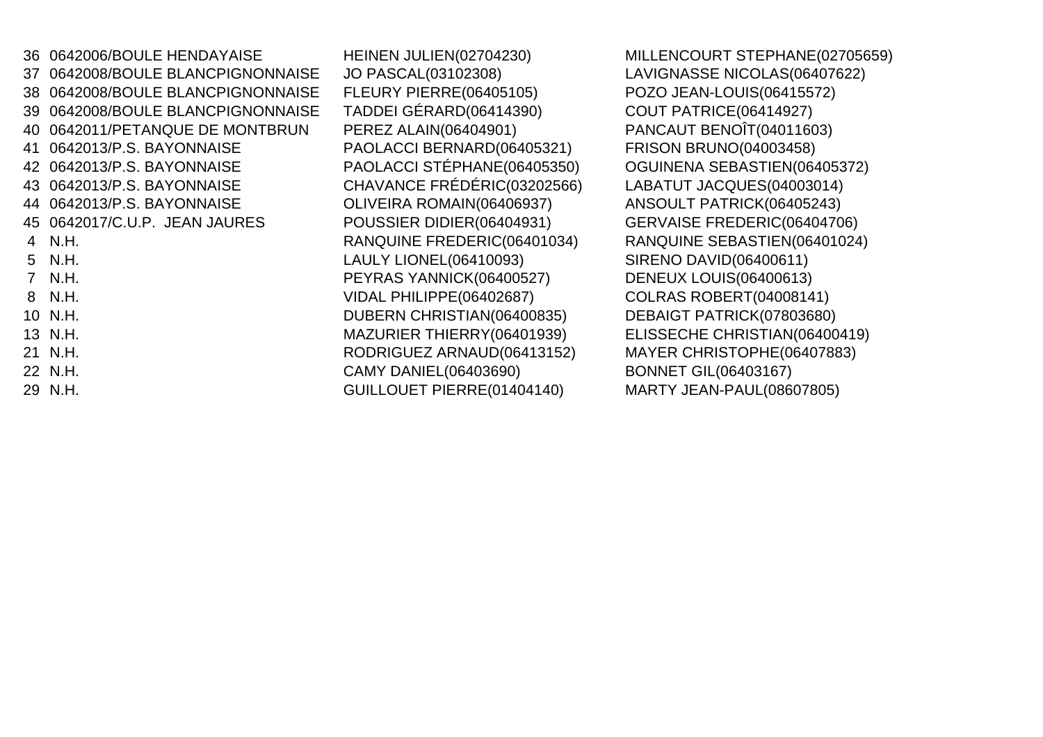| | | | |
|---|---|---|---|
| 36 | 0642006/BOULE HENDAYAISE | HEINEN JULIEN(02704230) | MILLENCOURT STEPHANE(02705659) |
| 37 | 0642008/BOULE BLANCPIGNONNAISE | JO PASCAL(03102308) | LAVIGNASSE NICOLAS(06407622) |
| 38 | 0642008/BOULE BLANCPIGNONNAISE | FLEURY PIERRE(06405105) | POZO JEAN-LOUIS(06415572) |
| 39 | 0642008/BOULE BLANCPIGNONNAISE | TADDEI GÉRARD(06414390) | COUT PATRICE(06414927) |
| 40 | 0642011/PETANQUE DE MONTBRUN | PEREZ ALAIN(06404901) | PANCAUT BENOÎT(04011603) |
| 41 | 0642013/P.S. BAYONNAISE | PAOLACCI BERNARD(06405321) | FRISON BRUNO(04003458) |
| 42 | 0642013/P.S. BAYONNAISE | PAOLACCI STÉPHANE(06405350) | OGUINENA SEBASTIEN(06405372) |
| 43 | 0642013/P.S. BAYONNAISE | CHAVANCE FRÉDÉRIC(03202566) | LABATUT JACQUES(04003014) |
| 44 | 0642013/P.S. BAYONNAISE | OLIVEIRA ROMAIN(06406937) | ANSOULT PATRICK(06405243) |
| 45 | 0642017/C.U.P. JEAN JAURES | POUSSIER DIDIER(06404931) | GERVAISE FREDERIC(06404706) |
| 4 | N.H. | RANQUINE FREDERIC(06401034) | RANQUINE SEBASTIEN(06401024) |
| 5 | N.H. | LAULY LIONEL(06410093) | SIRENO DAVID(06400611) |
| 7 | N.H. | PEYRAS YANNICK(06400527) | DENEUX LOUIS(06400613) |
| 8 | N.H. | VIDAL PHILIPPE(06402687) | COLRAS ROBERT(04008141) |
| 10 | N.H. | DUBERN CHRISTIAN(06400835) | DEBAIGT PATRICK(07803680) |
| 13 | N.H. | MAZURIER THIERRY(06401939) | ELISSECHE CHRISTIAN(06400419) |
| 21 | N.H. | RODRIGUEZ ARNAUD(06413152) | MAYER CHRISTOPHE(06407883) |
| 22 | N.H. | CAMY DANIEL(06403690) | BONNET GIL(06403167) |
| 29 | N.H. | GUILLOUET PIERRE(01404140) | MARTY JEAN-PAUL(08607805) |